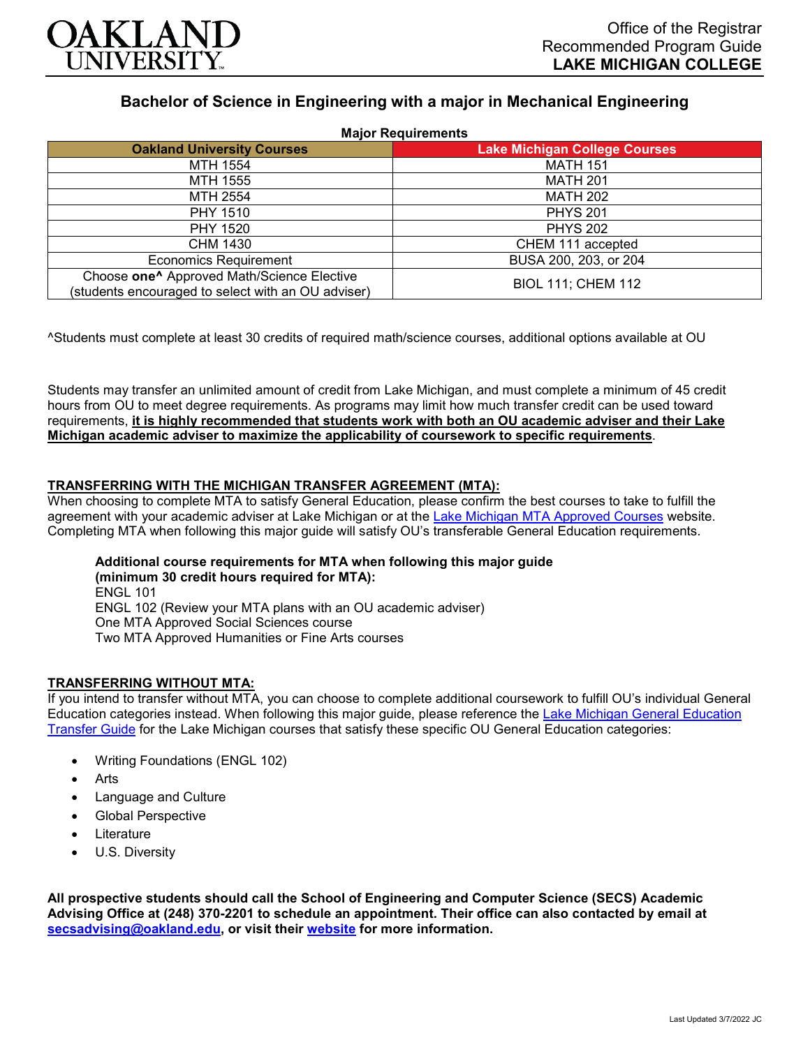Office of the Registrar
Recommended Program Guide
**LAKE MICHIGAN COLLEGE**

# Bachelor of Science in Engineering with a major in Mechanical Engineering

**Major Requirements**

| Oakland University Courses | Lake Michigan College Courses |
|---|---|
| MTH 1554 | MATH 151 |
| MTH 1555 | MATH 201 |
| MTH 2554 | MATH 202 |
| PHY 1510 | PHYS 201 |
| PHY 1520 | PHYS 202 |
| CHM 1430 | CHEM 111 accepted |
| Economics Requirement | BUSA 200, 203, or 204 |
| Choose **one^** Approved Math/Science Elective (students encouraged to select with an OU adviser) | BIOL 111; CHEM 112 |

^Students must complete at least 30 credits of required math/science courses, additional options available at OU

Students may transfer an unlimited amount of credit from Lake Michigan, and must complete a minimum of 45 credit hours from OU to meet degree requirements. As programs may limit how much transfer credit can be used toward requirements, **it is highly recommended that students work with both an OU academic adviser and their Lake Michigan academic adviser to maximize the applicability of coursework to specific requirements**.

## TRANSFERRING WITH THE MICHIGAN TRANSFER AGREEMENT (MTA):

When choosing to complete MTA to satisfy General Education, please confirm the best courses to take to fulfill the agreement with your academic adviser at Lake Michigan or at the Lake Michigan MTA Approved Courses website. Completing MTA when following this major guide will satisfy OU's transferable General Education requirements.

**Additional course requirements for MTA when following this major guide (minimum 30 credit hours required for MTA):**
ENGL 101
ENGL 102 (Review your MTA plans with an OU academic adviser)
One MTA Approved Social Sciences course
Two MTA Approved Humanities or Fine Arts courses

## TRANSFERRING WITHOUT MTA:

If you intend to transfer without MTA, you can choose to complete additional coursework to fulfill OU's individual General Education categories instead. When following this major guide, please reference the Lake Michigan General Education Transfer Guide for the Lake Michigan courses that satisfy these specific OU General Education categories:

- Writing Foundations (ENGL 102)
- Arts
- Language and Culture
- Global Perspective
- Literature
- U.S. Diversity

**All prospective students should call the School of Engineering and Computer Science (SECS) Academic Advising Office at (248) 370-2201 to schedule an appointment. Their office can also contacted by email at secsadvising@oakland.edu, or visit their website for more information.**

Last Updated 3/7/2022 JC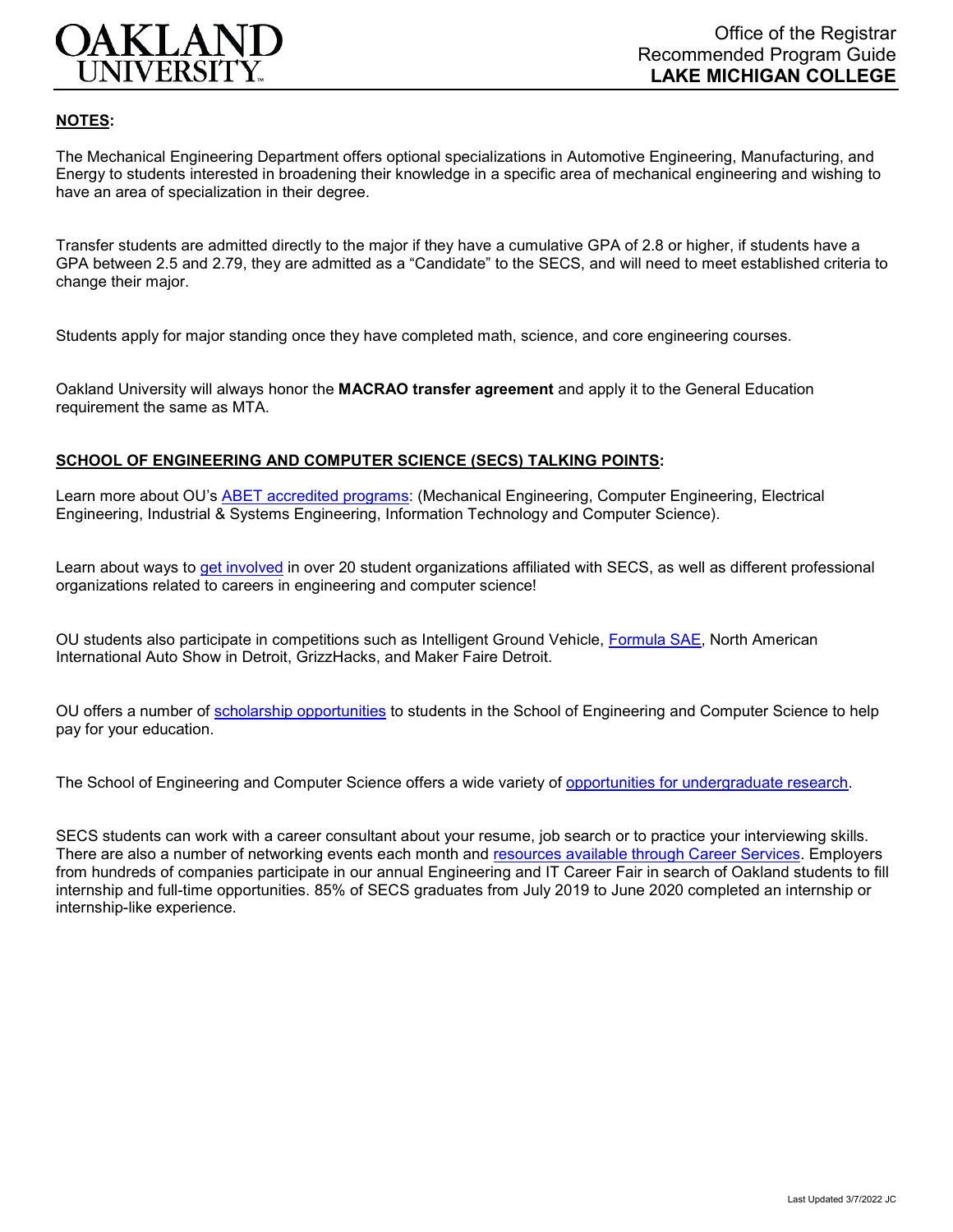**NOTES:**

The Mechanical Engineering Department offers optional specializations in Automotive Engineering, Manufacturing, and Energy to students interested in broadening their knowledge in a specific area of mechanical engineering and wishing to have an area of specialization in their degree.

Transfer students are admitted directly to the major if they have a cumulative GPA of 2.8 or higher, if students have a GPA between 2.5 and 2.79, they are admitted as a "Candidate" to the SECS, and will need to meet established criteria to change their major.

Students apply for major standing once they have completed math, science, and core engineering courses.

Oakland University will always honor the **MACRAO transfer agreement** and apply it to the General Education requirement the same as MTA.

**SCHOOL OF ENGINEERING AND COMPUTER SCIENCE (SECS) TALKING POINTS:**

Learn more about OU's ABET accredited programs: (Mechanical Engineering, Computer Engineering, Electrical Engineering, Industrial & Systems Engineering, Information Technology and Computer Science).

Learn about ways to get involved in over 20 student organizations affiliated with SECS, as well as different professional organizations related to careers in engineering and computer science!

OU students also participate in competitions such as Intelligent Ground Vehicle, Formula SAE, North American International Auto Show in Detroit, GrizzHacks, and Maker Faire Detroit.

OU offers a number of scholarship opportunities to students in the School of Engineering and Computer Science to help pay for your education.

The School of Engineering and Computer Science offers a wide variety of opportunities for undergraduate research.

SECS students can work with a career consultant about your resume, job search or to practice your interviewing skills. There are also a number of networking events each month and resources available through Career Services. Employers from hundreds of companies participate in our annual Engineering and IT Career Fair in search of Oakland students to fill internship and full-time opportunities. 85% of SECS graduates from July 2019 to June 2020 completed an internship or internship-like experience.

Last Updated 3/7/2022 JC